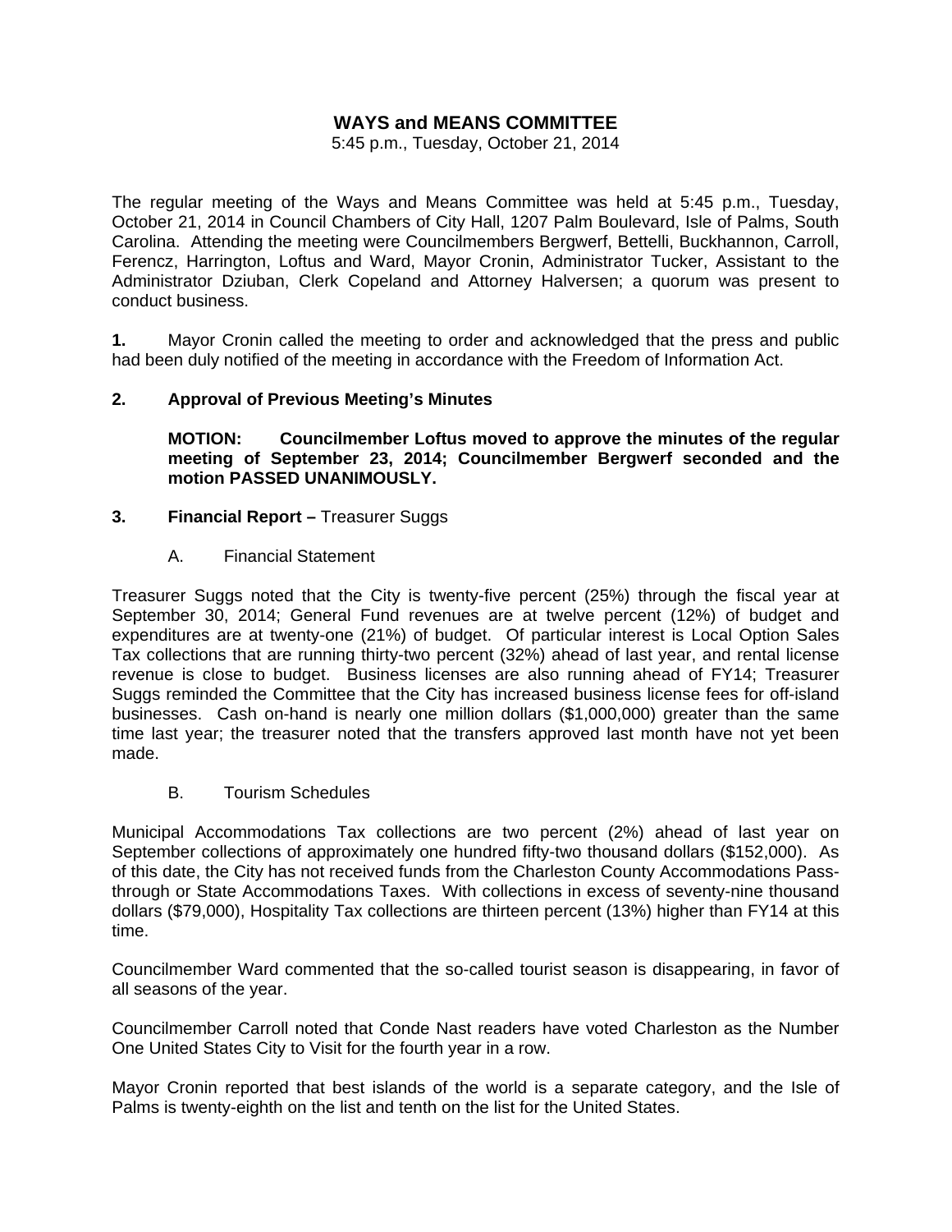# WAYS and MEANS COMMITTEE

5:45 p.m., Tuesday, October 21, 2014

The regular meeting of the Ways and Means Committee was held at 5:45 p.m., Tuesday, October 21, 2014 in Council Chambers of City Hall, 1207 Palm Boulevard, Isle of Palms, South Carolina. Attending the meeting were Councilmembers Bergwerf, Bettelli, Buckhannon, Carroll, Ferencz, Harrington, Loftus and Ward, Mayor Cronin, Administrator Tucker, Assistant to the Administrator Dziuban, Clerk Copeland and Attorney Halversen; a quorum was present to conduct business.

**1.** Mayor Cronin called the meeting to order and acknowledged that the press and public had been duly notified of the meeting in accordance with the Freedom of Information Act.

**2. Approval of Previous Meeting's Minutes**

**MOTION: Councilmember Loftus moved to approve the minutes of the regular meeting of September 23, 2014; Councilmember Bergwerf seconded and the motion PASSED UNANIMOUSLY.**

**3. Financial Report –** Treasurer Suggs

A. Financial Statement

Treasurer Suggs noted that the City is twenty-five percent (25%) through the fiscal year at September 30, 2014; General Fund revenues are at twelve percent (12%) of budget and expenditures are at twenty-one (21%) of budget. Of particular interest is Local Option Sales Tax collections that are running thirty-two percent (32%) ahead of last year, and rental license revenue is close to budget. Business licenses are also running ahead of FY14; Treasurer Suggs reminded the Committee that the City has increased business license fees for off-island businesses. Cash on-hand is nearly one million dollars ($1,000,000) greater than the same time last year; the treasurer noted that the transfers approved last month have not yet been made.

B. Tourism Schedules

Municipal Accommodations Tax collections are two percent (2%) ahead of last year on September collections of approximately one hundred fifty-two thousand dollars ($152,000). As of this date, the City has not received funds from the Charleston County Accommodations Pass-through or State Accommodations Taxes. With collections in excess of seventy-nine thousand dollars ($79,000), Hospitality Tax collections are thirteen percent (13%) higher than FY14 at this time.

Councilmember Ward commented that the so-called tourist season is disappearing, in favor of all seasons of the year.

Councilmember Carroll noted that Conde Nast readers have voted Charleston as the Number One United States City to Visit for the fourth year in a row.

Mayor Cronin reported that best islands of the world is a separate category, and the Isle of Palms is twenty-eighth on the list and tenth on the list for the United States.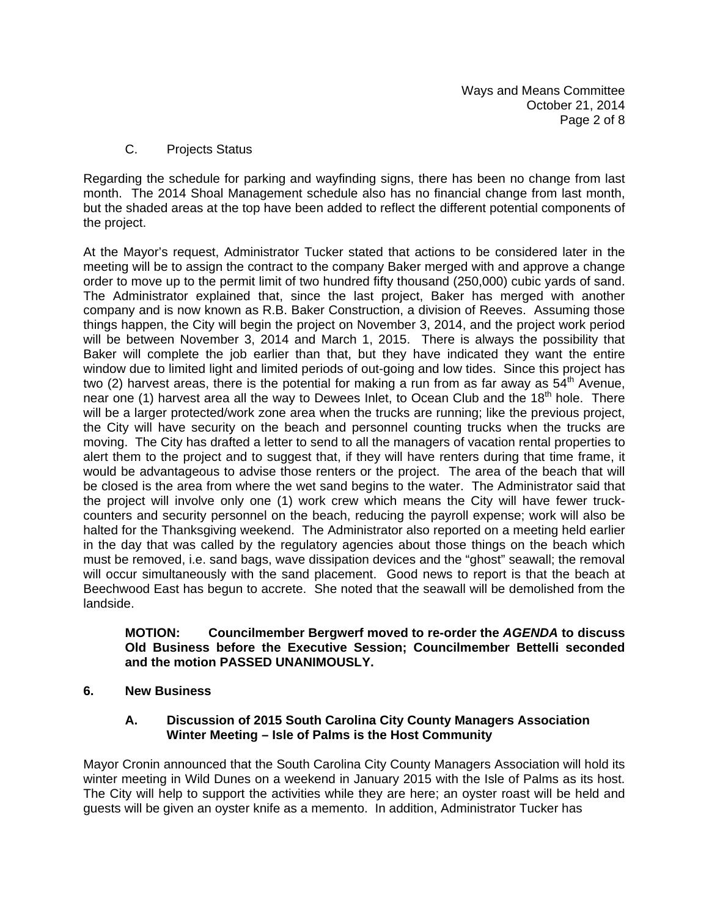C. Projects Status

Regarding the schedule for parking and wayfinding signs, there has been no change from last month. The 2014 Shoal Management schedule also has no financial change from last month, but the shaded areas at the top have been added to reflect the different potential components of the project.

At the Mayor's request, Administrator Tucker stated that actions to be considered later in the meeting will be to assign the contract to the company Baker merged with and approve a change order to move up to the permit limit of two hundred fifty thousand (250,000) cubic yards of sand. The Administrator explained that, since the last project, Baker has merged with another company and is now known as R.B. Baker Construction, a division of Reeves. Assuming those things happen, the City will begin the project on November 3, 2014, and the project work period will be between November 3, 2014 and March 1, 2015. There is always the possibility that Baker will complete the job earlier than that, but they have indicated they want the entire window due to limited light and limited periods of out-going and low tides. Since this project has two (2) harvest areas, there is the potential for making a run from as far away as 54th Avenue, near one (1) harvest area all the way to Dewees Inlet, to Ocean Club and the 18th hole. There will be a larger protected/work zone area when the trucks are running; like the previous project, the City will have security on the beach and personnel counting trucks when the trucks are moving. The City has drafted a letter to send to all the managers of vacation rental properties to alert them to the project and to suggest that, if they will have renters during that time frame, it would be advantageous to advise those renters or the project. The area of the beach that will be closed is the area from where the wet sand begins to the water. The Administrator said that the project will involve only one (1) work crew which means the City will have fewer truck-counters and security personnel on the beach, reducing the payroll expense; work will also be halted for the Thanksgiving weekend. The Administrator also reported on a meeting held earlier in the day that was called by the regulatory agencies about those things on the beach which must be removed, i.e. sand bags, wave dissipation devices and the "ghost" seawall; the removal will occur simultaneously with the sand placement. Good news to report is that the beach at Beechwood East has begun to accrete. She noted that the seawall will be demolished from the landside.

**MOTION: Councilmember Bergwerf moved to re-order the *AGENDA* to discuss Old Business before the Executive Session; Councilmember Bettelli seconded and the motion PASSED UNANIMOUSLY.**

**6. New Business**

**A. Discussion of 2015 South Carolina City County Managers Association Winter Meeting – Isle of Palms is the Host Community**

Mayor Cronin announced that the South Carolina City County Managers Association will hold its winter meeting in Wild Dunes on a weekend in January 2015 with the Isle of Palms as its host. The City will help to support the activities while they are here; an oyster roast will be held and guests will be given an oyster knife as a memento. In addition, Administrator Tucker has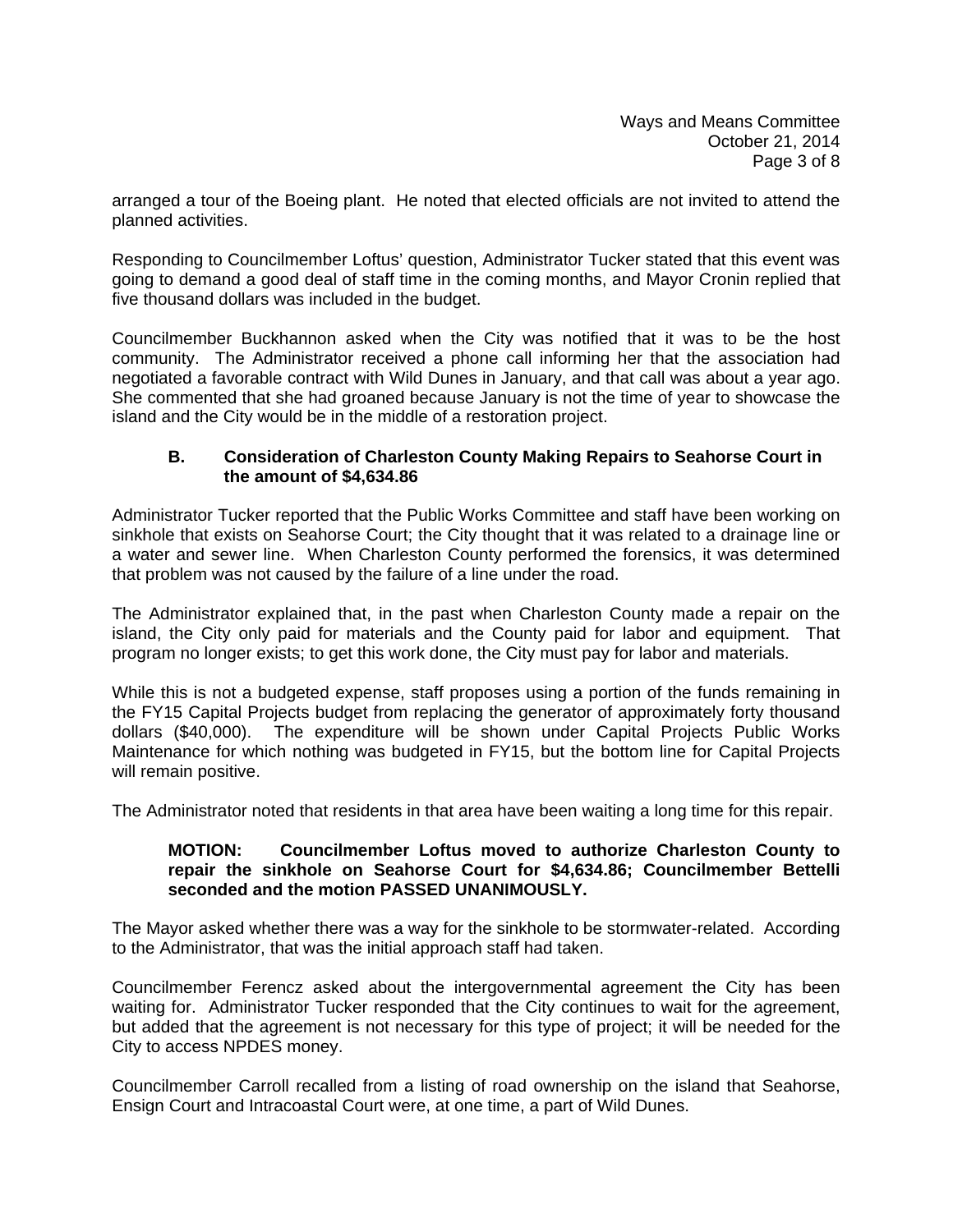arranged a tour of the Boeing plant. He noted that elected officials are not invited to attend the planned activities.

Responding to Councilmember Loftus' question, Administrator Tucker stated that this event was going to demand a good deal of staff time in the coming months, and Mayor Cronin replied that five thousand dollars was included in the budget.

Councilmember Buckhannon asked when the City was notified that it was to be the host community. The Administrator received a phone call informing her that the association had negotiated a favorable contract with Wild Dunes in January, and that call was about a year ago. She commented that she had groaned because January is not the time of year to showcase the island and the City would be in the middle of a restoration project.

### B. Consideration of Charleston County Making Repairs to Seahorse Court in the amount of $4,634.86

Administrator Tucker reported that the Public Works Committee and staff have been working on sinkhole that exists on Seahorse Court; the City thought that it was related to a drainage line or a water and sewer line. When Charleston County performed the forensics, it was determined that problem was not caused by the failure of a line under the road.

The Administrator explained that, in the past when Charleston County made a repair on the island, the City only paid for materials and the County paid for labor and equipment. That program no longer exists; to get this work done, the City must pay for labor and materials.

While this is not a budgeted expense, staff proposes using a portion of the funds remaining in the FY15 Capital Projects budget from replacing the generator of approximately forty thousand dollars ($40,000). The expenditure will be shown under Capital Projects Public Works Maintenance for which nothing was budgeted in FY15, but the bottom line for Capital Projects will remain positive.

The Administrator noted that residents in that area have been waiting a long time for this repair.

**MOTION: Councilmember Loftus moved to authorize Charleston County to repair the sinkhole on Seahorse Court for $4,634.86; Councilmember Bettelli seconded and the motion PASSED UNANIMOUSLY.**

The Mayor asked whether there was a way for the sinkhole to be stormwater-related. According to the Administrator, that was the initial approach staff had taken.

Councilmember Ferencz asked about the intergovernmental agreement the City has been waiting for. Administrator Tucker responded that the City continues to wait for the agreement, but added that the agreement is not necessary for this type of project; it will be needed for the City to access NPDES money.

Councilmember Carroll recalled from a listing of road ownership on the island that Seahorse, Ensign Court and Intracoastal Court were, at one time, a part of Wild Dunes.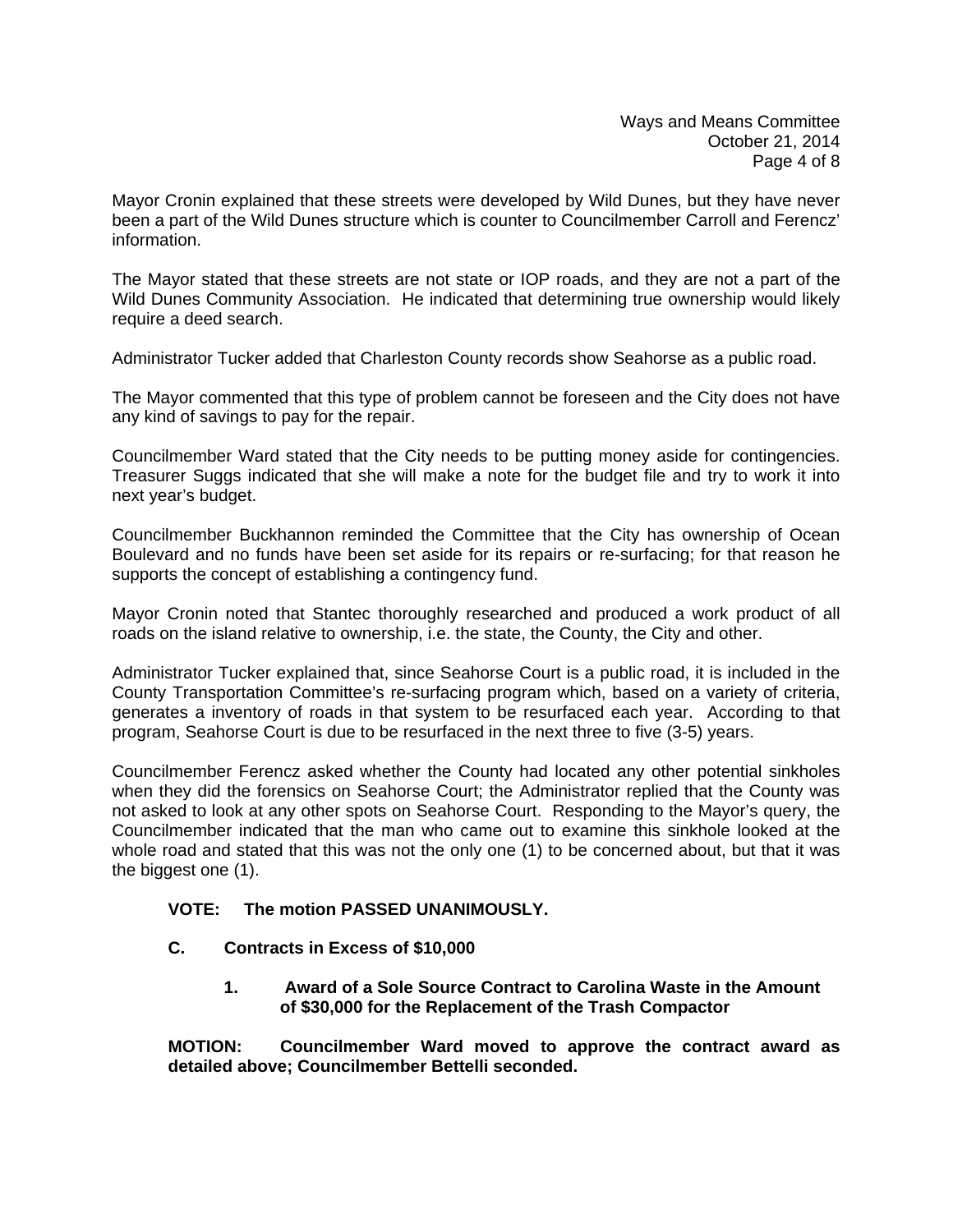Mayor Cronin explained that these streets were developed by Wild Dunes, but they have never been a part of the Wild Dunes structure which is counter to Councilmember Carroll and Ferencz' information.

The Mayor stated that these streets are not state or IOP roads, and they are not a part of the Wild Dunes Community Association. He indicated that determining true ownership would likely require a deed search.

Administrator Tucker added that Charleston County records show Seahorse as a public road.

The Mayor commented that this type of problem cannot be foreseen and the City does not have any kind of savings to pay for the repair.

Councilmember Ward stated that the City needs to be putting money aside for contingencies. Treasurer Suggs indicated that she will make a note for the budget file and try to work it into next year's budget.

Councilmember Buckhannon reminded the Committee that the City has ownership of Ocean Boulevard and no funds have been set aside for its repairs or re-surfacing; for that reason he supports the concept of establishing a contingency fund.

Mayor Cronin noted that Stantec thoroughly researched and produced a work product of all roads on the island relative to ownership, i.e. the state, the County, the City and other.

Administrator Tucker explained that, since Seahorse Court is a public road, it is included in the County Transportation Committee's re-surfacing program which, based on a variety of criteria, generates a inventory of roads in that system to be resurfaced each year. According to that program, Seahorse Court is due to be resurfaced in the next three to five (3-5) years.

Councilmember Ferencz asked whether the County had located any other potential sinkholes when they did the forensics on Seahorse Court; the Administrator replied that the County was not asked to look at any other spots on Seahorse Court. Responding to the Mayor's query, the Councilmember indicated that the man who came out to examine this sinkhole looked at the whole road and stated that this was not the only one (1) to be concerned about, but that it was the biggest one (1).

**VOTE: The motion PASSED UNANIMOUSLY.**

**C. Contracts in Excess of $10,000**

**1. Award of a Sole Source Contract to Carolina Waste in the Amount of $30,000 for the Replacement of the Trash Compactor**

**MOTION: Councilmember Ward moved to approve the contract award as detailed above; Councilmember Bettelli seconded.**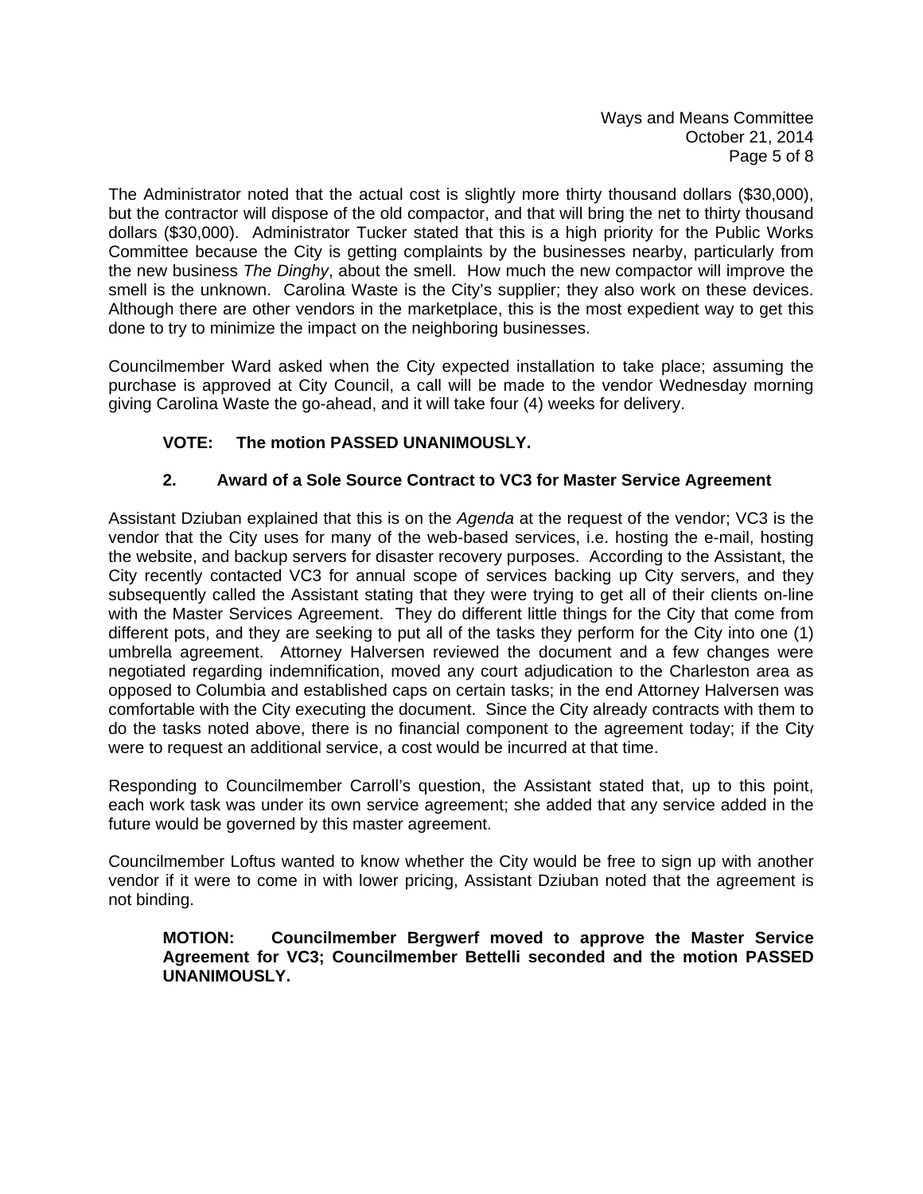The Administrator noted that the actual cost is slightly more thirty thousand dollars ($30,000), but the contractor will dispose of the old compactor, and that will bring the net to thirty thousand dollars ($30,000). Administrator Tucker stated that this is a high priority for the Public Works Committee because the City is getting complaints by the businesses nearby, particularly from the new business *The Dinghy*, about the smell. How much the new compactor will improve the smell is the unknown. Carolina Waste is the City's supplier; they also work on these devices. Although there are other vendors in the marketplace, this is the most expedient way to get this done to try to minimize the impact on the neighboring businesses.

Councilmember Ward asked when the City expected installation to take place; assuming the purchase is approved at City Council, a call will be made to the vendor Wednesday morning giving Carolina Waste the go-ahead, and it will take four (4) weeks for delivery.

**VOTE: The motion PASSED UNANIMOUSLY.**

**2. Award of a Sole Source Contract to VC3 for Master Service Agreement**

Assistant Dziuban explained that this is on the *Agenda* at the request of the vendor; VC3 is the vendor that the City uses for many of the web-based services, i.e. hosting the e-mail, hosting the website, and backup servers for disaster recovery purposes. According to the Assistant, the City recently contacted VC3 for annual scope of services backing up City servers, and they subsequently called the Assistant stating that they were trying to get all of their clients on-line with the Master Services Agreement. They do different little things for the City that come from different pots, and they are seeking to put all of the tasks they perform for the City into one (1) umbrella agreement. Attorney Halversen reviewed the document and a few changes were negotiated regarding indemnification, moved any court adjudication to the Charleston area as opposed to Columbia and established caps on certain tasks; in the end Attorney Halversen was comfortable with the City executing the document. Since the City already contracts with them to do the tasks noted above, there is no financial component to the agreement today; if the City were to request an additional service, a cost would be incurred at that time.

Responding to Councilmember Carroll's question, the Assistant stated that, up to this point, each work task was under its own service agreement; she added that any service added in the future would be governed by this master agreement.

Councilmember Loftus wanted to know whether the City would be free to sign up with another vendor if it were to come in with lower pricing, Assistant Dziuban noted that the agreement is not binding.

**MOTION: Councilmember Bergwerf moved to approve the Master Service Agreement for VC3; Councilmember Bettelli seconded and the motion PASSED UNANIMOUSLY.**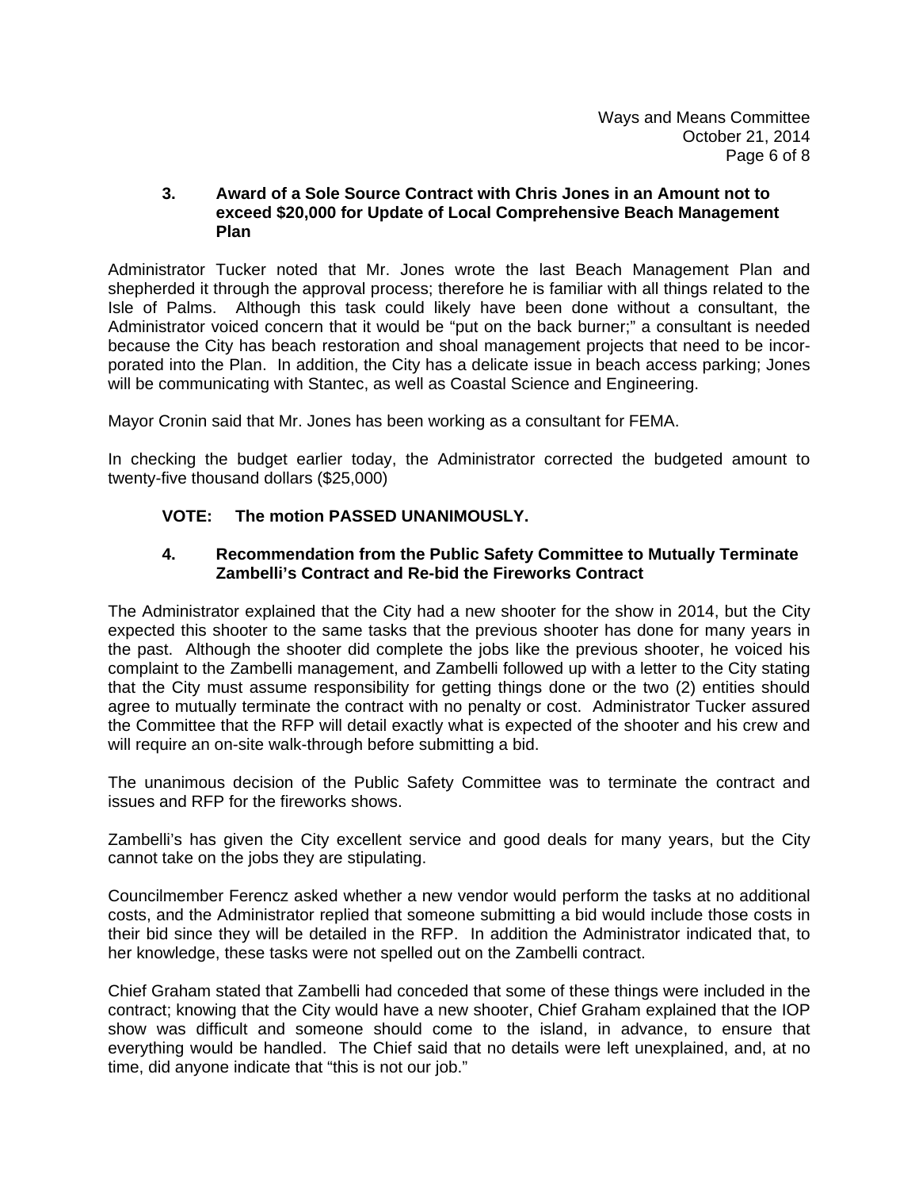**3. Award of a Sole Source Contract with Chris Jones in an Amount not to exceed $20,000 for Update of Local Comprehensive Beach Management Plan**

Administrator Tucker noted that Mr. Jones wrote the last Beach Management Plan and shepherded it through the approval process; therefore he is familiar with all things related to the Isle of Palms. Although this task could likely have been done without a consultant, the Administrator voiced concern that it would be "put on the back burner;" a consultant is needed because the City has beach restoration and shoal management projects that need to be incorporated into the Plan. In addition, the City has a delicate issue in beach access parking; Jones will be communicating with Stantec, as well as Coastal Science and Engineering.

Mayor Cronin said that Mr. Jones has been working as a consultant for FEMA.

In checking the budget earlier today, the Administrator corrected the budgeted amount to twenty-five thousand dollars ($25,000)

**VOTE: The motion PASSED UNANIMOUSLY.**

**4. Recommendation from the Public Safety Committee to Mutually Terminate Zambelli's Contract and Re-bid the Fireworks Contract**

The Administrator explained that the City had a new shooter for the show in 2014, but the City expected this shooter to the same tasks that the previous shooter has done for many years in the past. Although the shooter did complete the jobs like the previous shooter, he voiced his complaint to the Zambelli management, and Zambelli followed up with a letter to the City stating that the City must assume responsibility for getting things done or the two (2) entities should agree to mutually terminate the contract with no penalty or cost. Administrator Tucker assured the Committee that the RFP will detail exactly what is expected of the shooter and his crew and will require an on-site walk-through before submitting a bid.

The unanimous decision of the Public Safety Committee was to terminate the contract and issues and RFP for the fireworks shows.

Zambelli's has given the City excellent service and good deals for many years, but the City cannot take on the jobs they are stipulating.

Councilmember Ferencz asked whether a new vendor would perform the tasks at no additional costs, and the Administrator replied that someone submitting a bid would include those costs in their bid since they will be detailed in the RFP. In addition the Administrator indicated that, to her knowledge, these tasks were not spelled out on the Zambelli contract.

Chief Graham stated that Zambelli had conceded that some of these things were included in the contract; knowing that the City would have a new shooter, Chief Graham explained that the IOP show was difficult and someone should come to the island, in advance, to ensure that everything would be handled. The Chief said that no details were left unexplained, and, at no time, did anyone indicate that "this is not our job."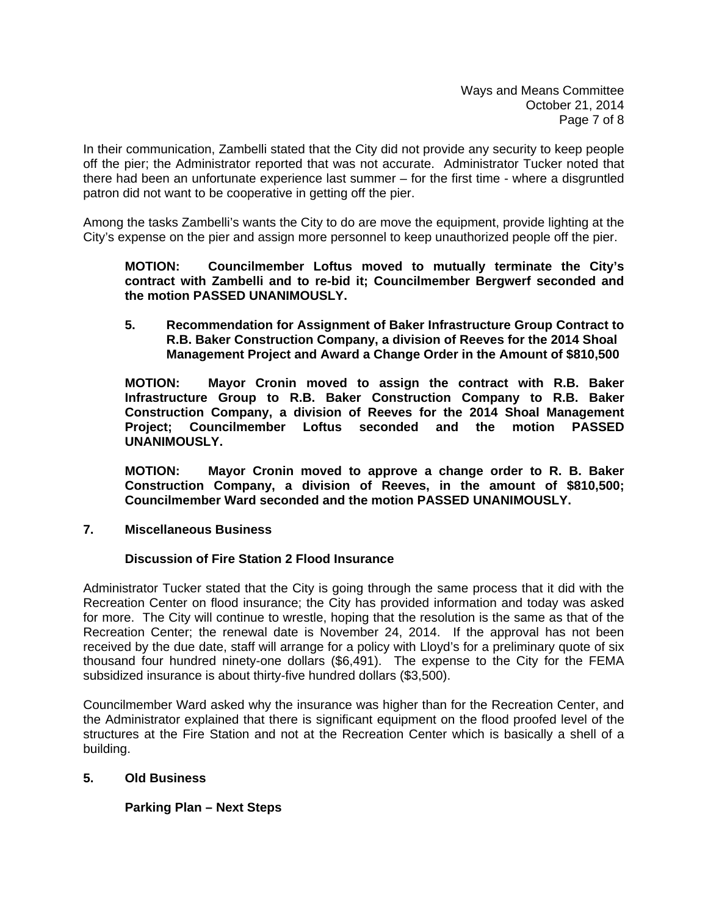In their communication, Zambelli stated that the City did not provide any security to keep people off the pier; the Administrator reported that was not accurate. Administrator Tucker noted that there had been an unfortunate experience last summer – for the first time - where a disgruntled patron did not want to be cooperative in getting off the pier.

Among the tasks Zambelli's wants the City to do are move the equipment, provide lighting at the City's expense on the pier and assign more personnel to keep unauthorized people off the pier.

**MOTION: Councilmember Loftus moved to mutually terminate the City's contract with Zambelli and to re-bid it; Councilmember Bergwerf seconded and the motion PASSED UNANIMOUSLY.**

**5. Recommendation for Assignment of Baker Infrastructure Group Contract to R.B. Baker Construction Company, a division of Reeves for the 2014 Shoal Management Project and Award a Change Order in the Amount of $810,500**

**MOTION: Mayor Cronin moved to assign the contract with R.B. Baker Infrastructure Group to R.B. Baker Construction Company to R.B. Baker Construction Company, a division of Reeves for the 2014 Shoal Management Project; Councilmember Loftus seconded and the motion PASSED UNANIMOUSLY.**

**MOTION: Mayor Cronin moved to approve a change order to R. B. Baker Construction Company, a division of Reeves, in the amount of $810,500; Councilmember Ward seconded and the motion PASSED UNANIMOUSLY.**

**7. Miscellaneous Business**

**Discussion of Fire Station 2 Flood Insurance**

Administrator Tucker stated that the City is going through the same process that it did with the Recreation Center on flood insurance; the City has provided information and today was asked for more. The City will continue to wrestle, hoping that the resolution is the same as that of the Recreation Center; the renewal date is November 24, 2014. If the approval has not been received by the due date, staff will arrange for a policy with Lloyd's for a preliminary quote of six thousand four hundred ninety-one dollars ($6,491). The expense to the City for the FEMA subsidized insurance is about thirty-five hundred dollars ($3,500).

Councilmember Ward asked why the insurance was higher than for the Recreation Center, and the Administrator explained that there is significant equipment on the flood proofed level of the structures at the Fire Station and not at the Recreation Center which is basically a shell of a building.

**5. Old Business**

**Parking Plan – Next Steps**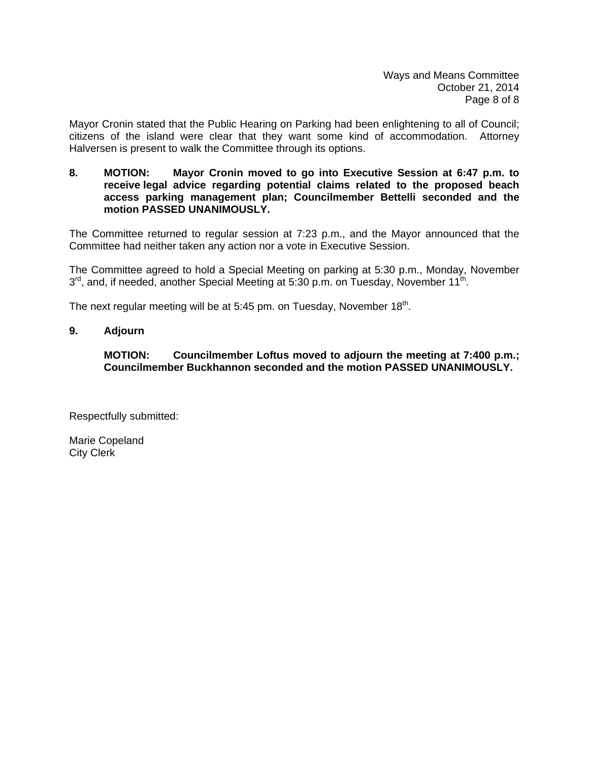Mayor Cronin stated that the Public Hearing on Parking had been enlightening to all of Council; citizens of the island were clear that they want some kind of accommodation. Attorney Halversen is present to walk the Committee through its options.

**8. MOTION: Mayor Cronin moved to go into Executive Session at 6:47 p.m. to receive legal advice regarding potential claims related to the proposed beach access parking management plan; Councilmember Bettelli seconded and the motion PASSED UNANIMOUSLY.**

The Committee returned to regular session at 7:23 p.m., and the Mayor announced that the Committee had neither taken any action nor a vote in Executive Session.

The Committee agreed to hold a Special Meeting on parking at 5:30 p.m., Monday, November 3rd, and, if needed, another Special Meeting at 5:30 p.m. on Tuesday, November 11th.

The next regular meeting will be at 5:45 pm. on Tuesday, November 18th.

**9. Adjourn**

**MOTION: Councilmember Loftus moved to adjourn the meeting at 7:400 p.m.; Councilmember Buckhannon seconded and the motion PASSED UNANIMOUSLY.**

Respectfully submitted:

Marie Copeland
City Clerk